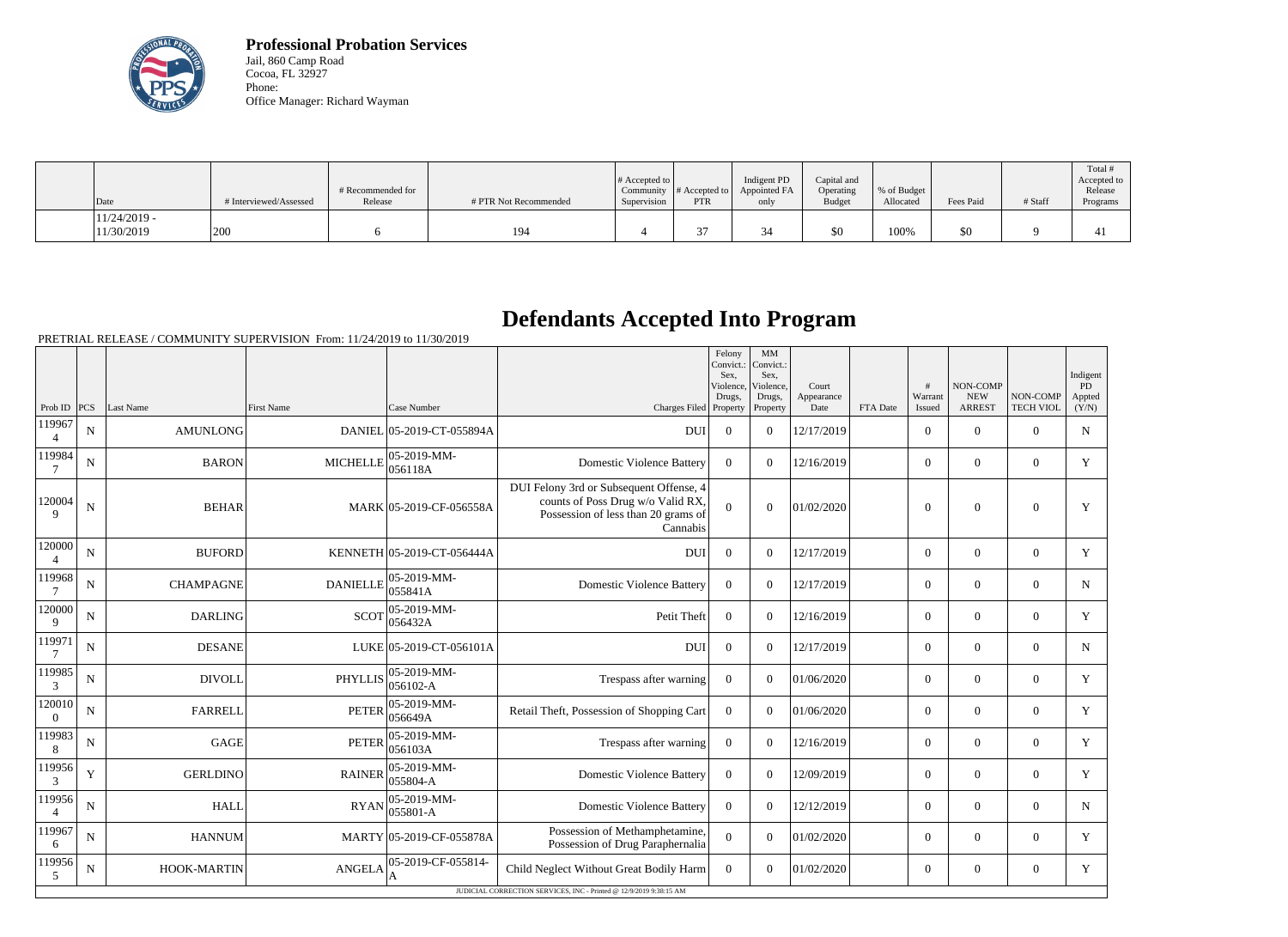**Professional Probation Services**
Jail, 860 Camp Road
Cocoa, FL 32927
Phone:
Office Manager: Richard Wayman

| Date | # Interviewed/Assessed | # Recommended for Release | # PTR Not Recommended | # Accepted to Community Supervision | # Accepted to PTR | Indigent PD Appointed FA only | Capital and Operating Budget | % of Budget Allocated | Fees Paid | # Staff | Total # Accepted to Release Programs |
|---|---|---|---|---|---|---|---|---|---|---|---|
| 11/24/2019 - 11/30/2019 | 200 | 6 | 194 | 4 | 37 | 34 | $0 | 100% | $0 | 9 | 41 |

# Defendants Accepted Into Program

PRETRIAL RELEASE / COMMUNITY SUPERVISION From: 11/24/2019 to 11/30/2019

| Prob ID | PCS | Last Name | First Name | Case Number | Charges Filed | Felony Convict.: Sex, Violence, Drugs, Property | MM Convict.: Sex, Violence, Drugs, Property | Court Appearance Date | FTA Date | # Warrant Issued | NON-COMP NEW ARREST | NON-COMP TECH VIOL | Indigent PD Appted (Y/N) |
|---|---|---|---|---|---|---|---|---|---|---|---|---|---|
| 1199674 | N | AMUNLONG | DANIEL | 05-2019-CT-055894A | DUI | 0 | 0 | 12/17/2019 | | 0 | 0 | 0 | N |
| 1199847 | N | BARON | MICHELLE | 05-2019-MM-056118A | Domestic Violence Battery | 0 | 0 | 12/16/2019 | | 0 | 0 | 0 | Y |
| 1200049 | N | BEHAR | MARK | 05-2019-CF-056558A | DUI Felony 3rd or Subsequent Offense, 4 counts of Poss Drug w/o Valid RX, Possession of less than 20 grams of Cannabis | 0 | 0 | 01/02/2020 | | 0 | 0 | 0 | Y |
| 1200004 | N | BUFORD | KENNETH | 05-2019-CT-056444A | DUI | 0 | 0 | 12/17/2019 | | 0 | 0 | 0 | Y |
| 1199687 | N | CHAMPAGNE | DANIELLE | 05-2019-MM-055841A | Domestic Violence Battery | 0 | 0 | 12/17/2019 | | 0 | 0 | 0 | N |
| 1200009 | N | DARLING | SCOT | 05-2019-MM-056432A | Petit Theft | 0 | 0 | 12/16/2019 | | 0 | 0 | 0 | Y |
| 1199717 | N | DESANE | LUKE | 05-2019-CT-056101A | DUI | 0 | 0 | 12/17/2019 | | 0 | 0 | 0 | N |
| 1199853 | N | DIVOLL | PHYLLIS | 05-2019-MM-056102-A | Trespass after warning | 0 | 0 | 01/06/2020 | | 0 | 0 | 0 | Y |
| 1200100 | N | FARRELL | PETER | 05-2019-MM-056649A | Retail Theft, Possession of Shopping Cart | 0 | 0 | 01/06/2020 | | 0 | 0 | 0 | Y |
| 1199838 | N | GAGE | PETER | 05-2019-MM-056103A | Trespass after warning | 0 | 0 | 12/16/2019 | | 0 | 0 | 0 | Y |
| 1199563 | Y | GERLDINO | RAINER | 05-2019-MM-055804-A | Domestic Violence Battery | 0 | 0 | 12/09/2019 | | 0 | 0 | 0 | Y |
| 1199564 | N | HALL | RYAN | 05-2019-MM-055801-A | Domestic Violence Battery | 0 | 0 | 12/12/2019 | | 0 | 0 | 0 | N |
| 1199676 | N | HANNUM | MARTY | 05-2019-CF-055878A | Possession of Methamphetamine, Possession of Drug Paraphernalia | 0 | 0 | 01/02/2020 | | 0 | 0 | 0 | Y |
| 1199565 | N | HOOK-MARTIN | ANGELA | 05-2019-CF-055814-A | Child Neglect Without Great Bodily Harm | 0 | 0 | 01/02/2020 | | 0 | 0 | 0 | Y |

JUDICIAL CORRECTION SERVICES, INC - Printed @ 12/9/2019 9:38:15 AM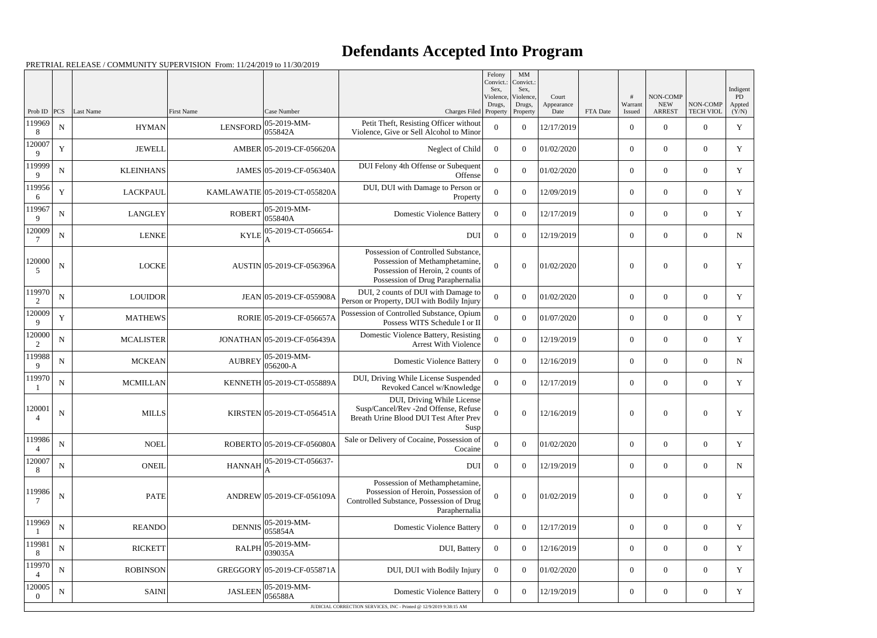# Defendants Accepted Into Program

PRETRIAL RELEASE / COMMUNITY SUPERVISION From: 11/24/2019 to 11/30/2019

| Prob ID | PCS | Last Name | First Name | Case Number | Charges Filed | Felony Convict.: Sex, Violence, Drugs, Property | MM Convict.: Sex, Violence, Drugs, Property | Court Appearance Date | FTA Date | # Warrant Issued | NON-COMP NEW ARREST | NON-COMP TECH VIOL | Indigent PD Appted (Y/N) |
|---|---|---|---|---|---|---|---|---|---|---|---|---|---|
| 1199698 | N | HYMAN | LENSFORD | 05-2019-MM-055842A | Petit Theft, Resisting Officer without Violence, Give or Sell Alcohol to Minor | 0 | 0 | 12/17/2019 | | 0 | 0 | 0 | Y |
| 1200079 | Y | JEWELL | AMBER | 05-2019-CF-056620A | Neglect of Child | 0 | 0 | 01/02/2020 | | 0 | 0 | 0 | Y |
| 1199999 | N | KLEINHANS | JAMES | 05-2019-CF-056340A | DUI Felony 4th Offense or Subsequent Offense | 0 | 0 | 01/02/2020 | | 0 | 0 | 0 | Y |
| 1199566 | Y | LACKPAUL | KAMLAWATIE | 05-2019-CT-055820A | DUI, DUI with Damage to Person or Property | 0 | 0 | 12/09/2019 | | 0 | 0 | 0 | Y |
| 1199679 | N | LANGLEY | ROBERT | 05-2019-MM-055840A | Domestic Violence Battery | 0 | 0 | 12/17/2019 | | 0 | 0 | 0 | Y |
| 1200097 | N | LENKE | KYLE | 05-2019-CT-056654-A | DUI | 0 | 0 | 12/19/2019 | | 0 | 0 | 0 | N |
| 1200005 | N | LOCKE | AUSTIN | 05-2019-CF-056396A | Possession of Controlled Substance, Possession of Methamphetamine, Possession of Heroin, 2 counts of Possession of Drug Paraphernalia | 0 | 0 | 01/02/2020 | | 0 | 0 | 0 | Y |
| 1199702 | N | LOUIDOR | JEAN | 05-2019-CF-055908A | DUI, 2 counts of DUI with Damage to Person or Property, DUI with Bodily Injury | 0 | 0 | 01/02/2020 | | 0 | 0 | 0 | Y |
| 1200099 | Y | MATHEWS | RORIE | 05-2019-CF-056657A | Possession of Controlled Substance, Opium Possess WITS Schedule I or II | 0 | 0 | 01/07/2020 | | 0 | 0 | 0 | Y |
| 1200002 | N | MCALISTER | JONATHAN | 05-2019-CF-056439A | Domestic Violence Battery, Resisting Arrest With Violence | 0 | 0 | 12/19/2019 | | 0 | 0 | 0 | Y |
| 1199889 | N | MCKEAN | AUBREY | 05-2019-MM-056200-A | Domestic Violence Battery | 0 | 0 | 12/16/2019 | | 0 | 0 | 0 | N |
| 1199701 | N | MCMILLAN | KENNETH | 05-2019-CT-055889A | DUI, Driving While License Suspended Revoked Cancel w/Knowledge | 0 | 0 | 12/17/2019 | | 0 | 0 | 0 | Y |
| 1200014 | N | MILLS | KIRSTEN | 05-2019-CT-056451A | DUI, Driving While License Susp/Cancel/Rev -2nd Offense, Refuse Breath Urine Blood DUI Test After Prev Susp | 0 | 0 | 12/16/2019 | | 0 | 0 | 0 | Y |
| 1199864 | N | NOEL | ROBERTO | 05-2019-CF-056080A | Sale or Delivery of Cocaine, Possession of Cocaine | 0 | 0 | 01/02/2020 | | 0 | 0 | 0 | Y |
| 1200078 | N | ONEIL | HANNAH | 05-2019-CT-056637-A | DUI | 0 | 0 | 12/19/2019 | | 0 | 0 | 0 | N |
| 1199867 | N | PATE | ANDREW | 05-2019-CF-056109A | Possession of Methamphetamine, Possession of Heroin, Possession of Controlled Substance, Possession of Drug Paraphernalia | 0 | 0 | 01/02/2019 | | 0 | 0 | 0 | Y |
| 1199691 | N | REANDO | DENNIS | 05-2019-MM-055854A | Domestic Violence Battery | 0 | 0 | 12/17/2019 | | 0 | 0 | 0 | Y |
| 1199818 | N | RICKETT | RALPH | 05-2019-MM-039035A | DUI, Battery | 0 | 0 | 12/16/2019 | | 0 | 0 | 0 | Y |
| 1199704 | N | ROBINSON | GREGGORY | 05-2019-CF-055871A | DUI, DUI with Bodily Injury | 0 | 0 | 01/02/2020 | | 0 | 0 | 0 | Y |
| 1200050 | N | SAINI | JASLEEN | 05-2019-MM-056588A | Domestic Violence Battery | 0 | 0 | 12/19/2019 | | 0 | 0 | 0 | Y |

JUDICIAL CORRECTION SERVICES, INC - Printed @ 12/9/2019 9:38:15 AM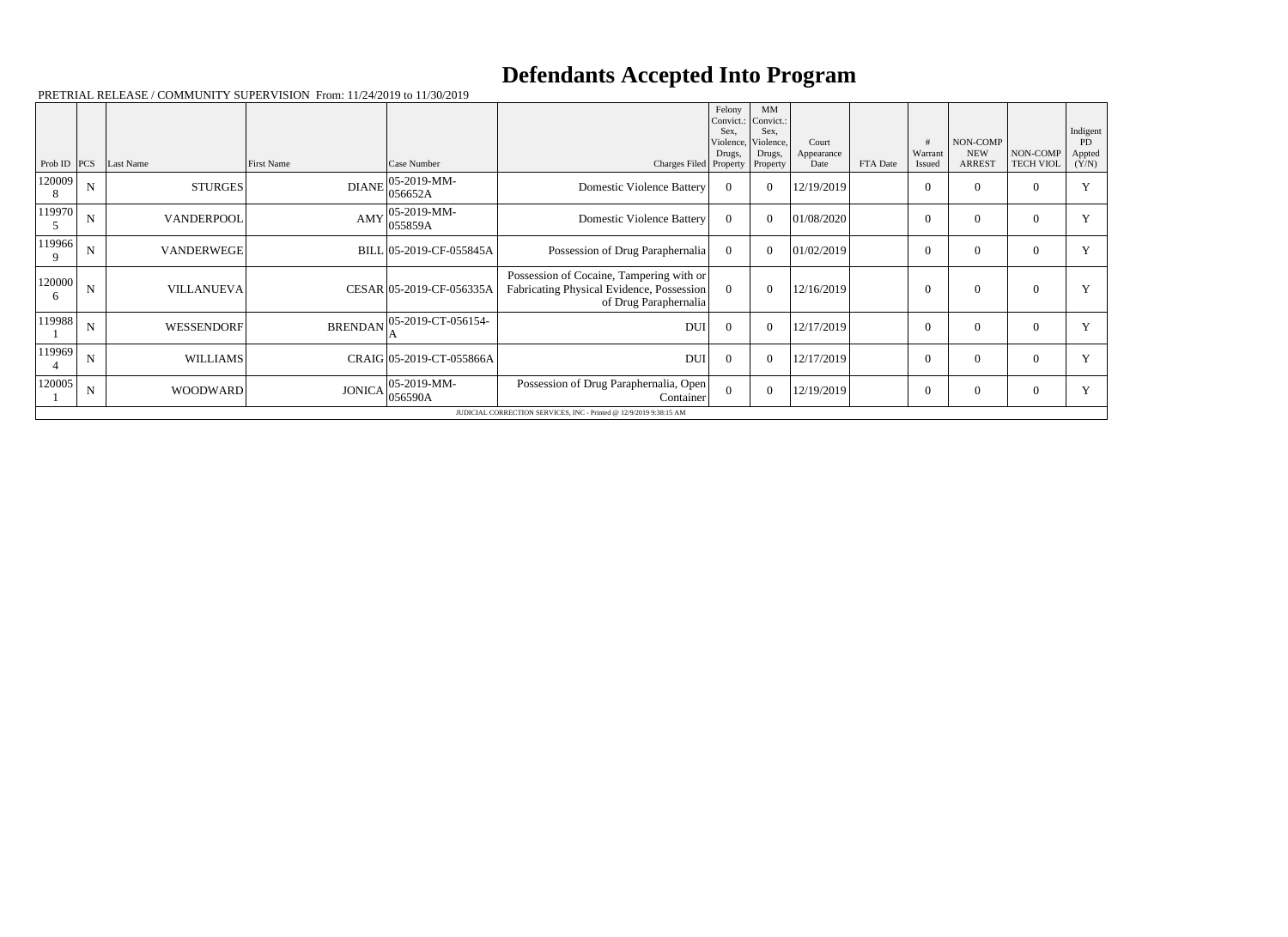# Defendants Accepted Into Program

PRETRIAL RELEASE / COMMUNITY SUPERVISION From: 11/24/2019 to 11/30/2019

| Prob ID | PCS | Last Name | First Name | Case Number | Charges Filed | Felony Convict.: Sex, Violence, Drugs, Property | MM Convict.: Sex, Violence, Drugs, Property | Court Appearance Date | FTA Date | # Warrant Issued | NON-COMP NEW ARREST | NON-COMP TECH VIOL | Indigent PD Appted (Y/N) |
|---|---|---|---|---|---|---|---|---|---|---|---|---|---|
| 1200098 | N | STURGES | DIANE | 05-2019-MM-056652A | Domestic Violence Battery | 0 | 0 | 12/19/2019 | | 0 | 0 | 0 | Y |
| 1199705 | N | VANDERPOOL | AMY | 05-2019-MM-055859A | Domestic Violence Battery | 0 | 0 | 01/08/2020 | | 0 | 0 | 0 | Y |
| 1199669 | N | VANDERWEGE | BILL | 05-2019-CF-055845A | Possession of Drug Paraphernalia | 0 | 0 | 01/02/2019 | | 0 | 0 | 0 | Y |
| 1200006 | N | VILLANUEVA | CESAR | 05-2019-CF-056335A | Possession of Cocaine, Tampering with or Fabricating Physical Evidence, Possession of Drug Paraphernalia | 0 | 0 | 12/16/2019 | | 0 | 0 | 0 | Y |
| 1199881 | N | WESSENDORF | BRENDAN | 05-2019-CT-056154-A | DUI | 0 | 0 | 12/17/2019 | | 0 | 0 | 0 | Y |
| 1199694 | N | WILLIAMS | CRAIG | 05-2019-CT-055866A | DUI | 0 | 0 | 12/17/2019 | | 0 | 0 | 0 | Y |
| 1200051 | N | WOODWARD | JONICA | 05-2019-MM-056590A | Possession of Drug Paraphernalia, Open Container | 0 | 0 | 12/19/2019 | | 0 | 0 | 0 | Y |

JUDICIAL CORRECTION SERVICES, INC - Printed @ 12/9/2019 9:38:15 AM